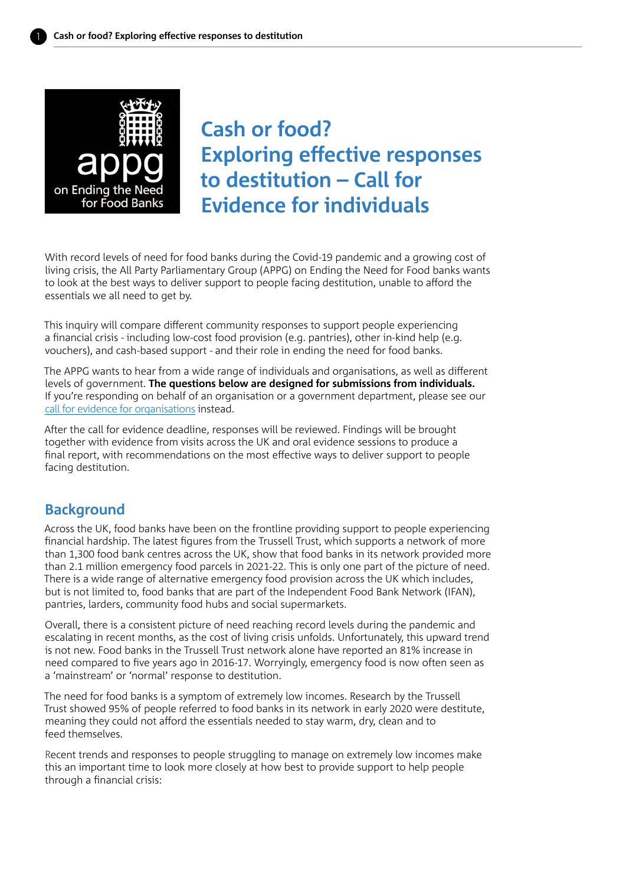# Cash or food? Exploring effective responses to destitution – Call for Evidence for individuals

With record levels of need for food banks during the Covid-19 pandemic and a growing cost of living crisis, the All Party Parliamentary Group (APPG) on Ending the Need for Food banks wants to look at the best ways to deliver support to people facing destitution, unable to afford the essentials we all need to get by.

This inquiry will compare different community responses to support people experiencing a financial crisis - including low-cost food provision (e.g. pantries), other in-kind help (e.g. vouchers), and cash-based support - and their role in ending the need for food banks.

The APPG wants to hear from a wide range of individuals and organisations, as well as different levels of government. **The questions below are designed for submissions from individuals.** If you're responding on behalf of an organisation or a government department, please see our call for evidence for organisations instead.

After the call for evidence deadline, responses will be reviewed. Findings will be brought together with evidence from visits across the UK and oral evidence sessions to produce a final report, with recommendations on the most effective ways to deliver support to people facing destitution.

## Background

Across the UK, food banks have been on the frontline providing support to people experiencing financial hardship. The latest figures from the Trussell Trust, which supports a network of more than 1,300 food bank centres across the UK, show that food banks in its network provided more than 2.1 million emergency food parcels in 2021-22. This is only one part of the picture of need. There is a wide range of alternative emergency food provision across the UK which includes, but is not limited to, food banks that are part of the Independent Food Bank Network (IFAN), pantries, larders, community food hubs and social supermarkets.

Overall, there is a consistent picture of need reaching record levels during the pandemic and escalating in recent months, as the cost of living crisis unfolds. Unfortunately, this upward trend is not new. Food banks in the Trussell Trust network alone have reported an 81% increase in need compared to five years ago in 2016-17. Worryingly, emergency food is now often seen as a 'mainstream' or 'normal' response to destitution.

The need for food banks is a symptom of extremely low incomes. Research by the Trussell Trust showed 95% of people referred to food banks in its network in early 2020 were destitute, meaning they could not afford the essentials needed to stay warm, dry, clean and to feed themselves.

Recent trends and responses to people struggling to manage on extremely low incomes make this an important time to look more closely at how best to provide support to help people through a financial crisis: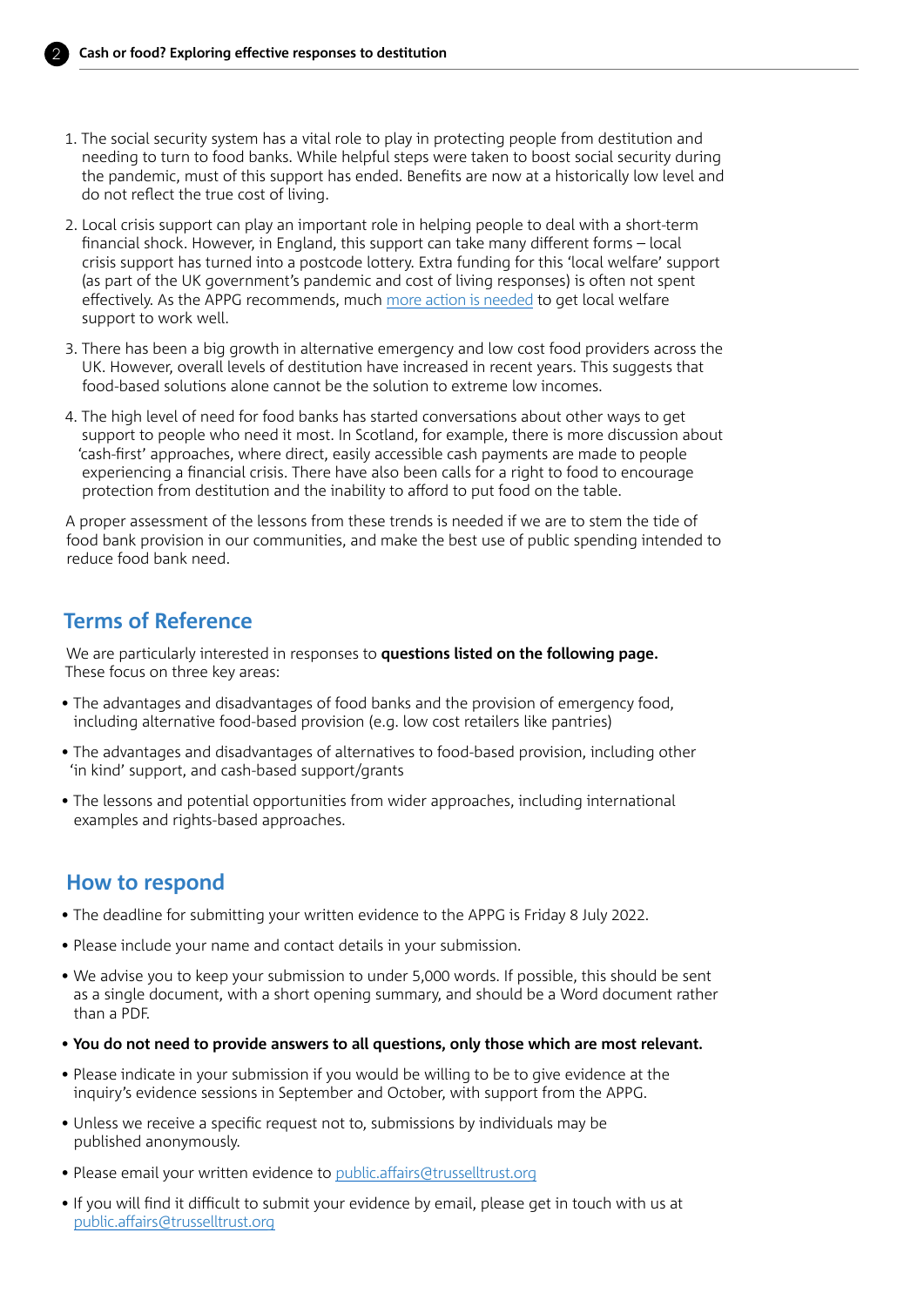1. The social security system has a vital role to play in protecting people from destitution and needing to turn to food banks. While helpful steps were taken to boost social security during the pandemic, must of this support has ended. Benefits are now at a historically low level and do not reflect the true cost of living.

2. Local crisis support can play an important role in helping people to deal with a short-term financial shock. However, in England, this support can take many different forms – local crisis support has turned into a postcode lottery. Extra funding for this 'local welfare' support (as part of the UK government's pandemic and cost of living responses) is often not spent effectively. As the APPG recommends, much more action is needed to get local welfare support to work well.

3. There has been a big growth in alternative emergency and low cost food providers across the UK. However, overall levels of destitution have increased in recent years. This suggests that food-based solutions alone cannot be the solution to extreme low incomes.

4. The high level of need for food banks has started conversations about other ways to get support to people who need it most. In Scotland, for example, there is more discussion about 'cash-first' approaches, where direct, easily accessible cash payments are made to people experiencing a financial crisis. There have also been calls for a right to food to encourage protection from destitution and the inability to afford to put food on the table.

A proper assessment of the lessons from these trends is needed if we are to stem the tide of food bank provision in our communities, and make the best use of public spending intended to reduce food bank need.

## Terms of Reference

We are particularly interested in responses to **questions listed on the following page.** These focus on three key areas:

- The advantages and disadvantages of food banks and the provision of emergency food, including alternative food-based provision (e.g. low cost retailers like pantries)
- The advantages and disadvantages of alternatives to food-based provision, including other 'in kind' support, and cash-based support/grants
- The lessons and potential opportunities from wider approaches, including international examples and rights-based approaches.

## How to respond

- The deadline for submitting your written evidence to the APPG is Friday 8 July 2022.
- Please include your name and contact details in your submission.
- We advise you to keep your submission to under 5,000 words. If possible, this should be sent as a single document, with a short opening summary, and should be a Word document rather than a PDF.
- **You do not need to provide answers to all questions, only those which are most relevant.**
- Please indicate in your submission if you would be willing to be to give evidence at the inquiry's evidence sessions in September and October, with support from the APPG.
- Unless we receive a specific request not to, submissions by individuals may be published anonymously.
- Please email your written evidence to public.affairs@trusselltrust.org
- If you will find it difficult to submit your evidence by email, please get in touch with us at public.affairs@trusselltrust.org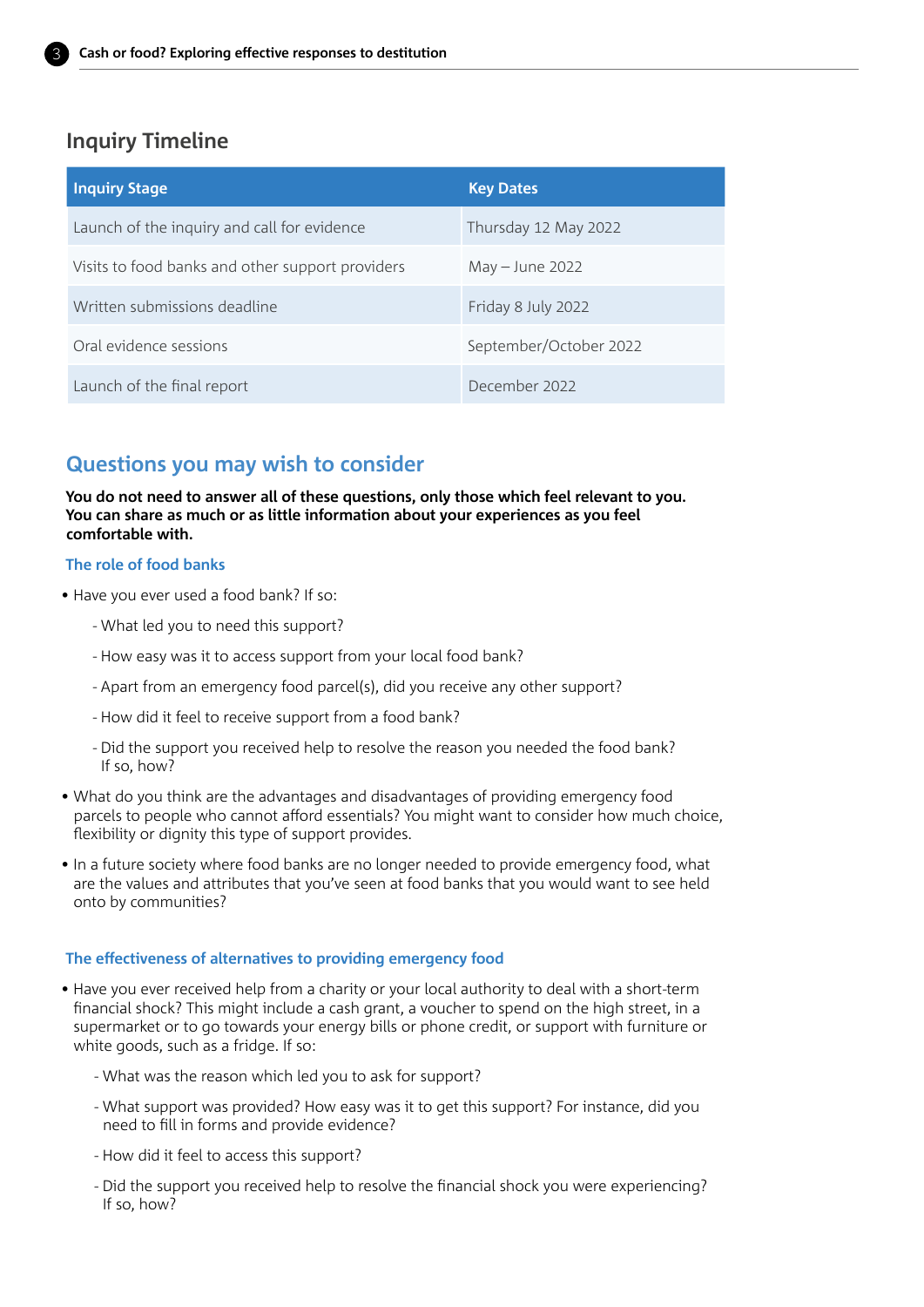## Inquiry Timeline

| Inquiry Stage | Key Dates |
|---|---|
| Launch of the inquiry and call for evidence | Thursday 12 May 2022 |
| Visits to food banks and other support providers | May – June 2022 |
| Written submissions deadline | Friday 8 July 2022 |
| Oral evidence sessions | September/October 2022 |
| Launch of the final report | December 2022 |

## Questions you may wish to consider

**You do not need to answer all of these questions, only those which feel relevant to you. You can share as much or as little information about your experiences as you feel comfortable with.**

### The role of food banks

- Have you ever used a food bank? If so:
  - What led you to need this support?
  - How easy was it to access support from your local food bank?
  - Apart from an emergency food parcel(s), did you receive any other support?
  - How did it feel to receive support from a food bank?
  - Did the support you received help to resolve the reason you needed the food bank? If so, how?
- What do you think are the advantages and disadvantages of providing emergency food parcels to people who cannot afford essentials? You might want to consider how much choice, flexibility or dignity this type of support provides.
- In a future society where food banks are no longer needed to provide emergency food, what are the values and attributes that you've seen at food banks that you would want to see held onto by communities?

### The effectiveness of alternatives to providing emergency food

- Have you ever received help from a charity or your local authority to deal with a short-term financial shock? This might include a cash grant, a voucher to spend on the high street, in a supermarket or to go towards your energy bills or phone credit, or support with furniture or white goods, such as a fridge. If so:
  - What was the reason which led you to ask for support?
  - What support was provided? How easy was it to get this support? For instance, did you need to fill in forms and provide evidence?
  - How did it feel to access this support?
  - Did the support you received help to resolve the financial shock you were experiencing? If so, how?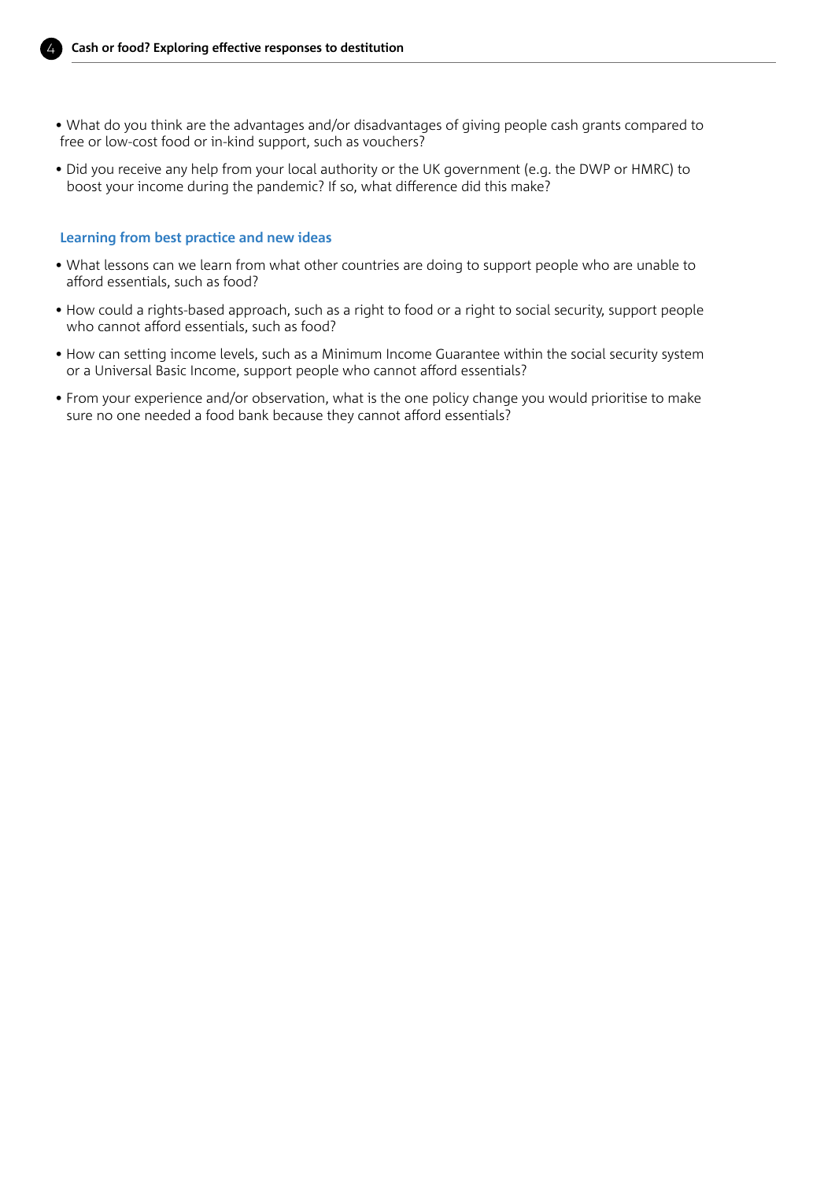- What do you think are the advantages and/or disadvantages of giving people cash grants compared to free or low-cost food or in-kind support, such as vouchers?
- Did you receive any help from your local authority or the UK government (e.g. the DWP or HMRC) to boost your income during the pandemic? If so, what difference did this make?

### Learning from best practice and new ideas

- What lessons can we learn from what other countries are doing to support people who are unable to afford essentials, such as food?
- How could a rights-based approach, such as a right to food or a right to social security, support people who cannot afford essentials, such as food?
- How can setting income levels, such as a Minimum Income Guarantee within the social security system or a Universal Basic Income, support people who cannot afford essentials?
- From your experience and/or observation, what is the one policy change you would prioritise to make sure no one needed a food bank because they cannot afford essentials?